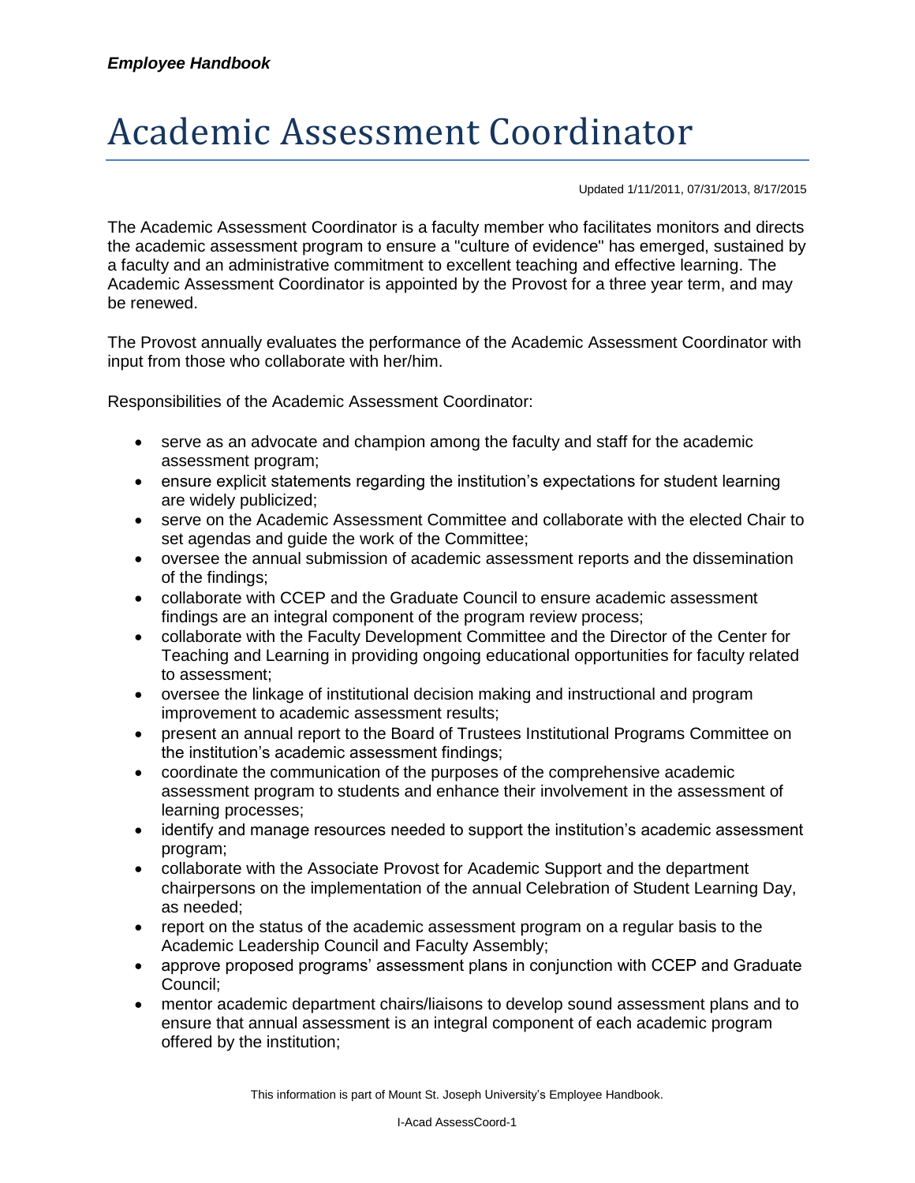*Employee Handbook*

# Academic Assessment Coordinator

Updated 1/11/2011, 07/31/2013, 8/17/2015

The Academic Assessment Coordinator is a faculty member who facilitates monitors and directs the academic assessment program to ensure a "culture of evidence" has emerged, sustained by a faculty and an administrative commitment to excellent teaching and effective learning. The Academic Assessment Coordinator is appointed by the Provost for a three year term, and may be renewed.

The Provost annually evaluates the performance of the Academic Assessment Coordinator with input from those who collaborate with her/him.

Responsibilities of the Academic Assessment Coordinator:

- serve as an advocate and champion among the faculty and staff for the academic assessment program;
- ensure explicit statements regarding the institution's expectations for student learning are widely publicized;
- serve on the Academic Assessment Committee and collaborate with the elected Chair to set agendas and guide the work of the Committee;
- oversee the annual submission of academic assessment reports and the dissemination of the findings;
- collaborate with CCEP and the Graduate Council to ensure academic assessment findings are an integral component of the program review process;
- collaborate with the Faculty Development Committee and the Director of the Center for Teaching and Learning in providing ongoing educational opportunities for faculty related to assessment;
- oversee the linkage of institutional decision making and instructional and program improvement to academic assessment results;
- present an annual report to the Board of Trustees Institutional Programs Committee on the institution's academic assessment findings;
- coordinate the communication of the purposes of the comprehensive academic assessment program to students and enhance their involvement in the assessment of learning processes;
- identify and manage resources needed to support the institution's academic assessment program;
- collaborate with the Associate Provost for Academic Support and the department chairpersons on the implementation of the annual Celebration of Student Learning Day, as needed;
- report on the status of the academic assessment program on a regular basis to the Academic Leadership Council and Faculty Assembly;
- approve proposed programs' assessment plans in conjunction with CCEP and Graduate Council;
- mentor academic department chairs/liaisons to develop sound assessment plans and to ensure that annual assessment is an integral component of each academic program offered by the institution;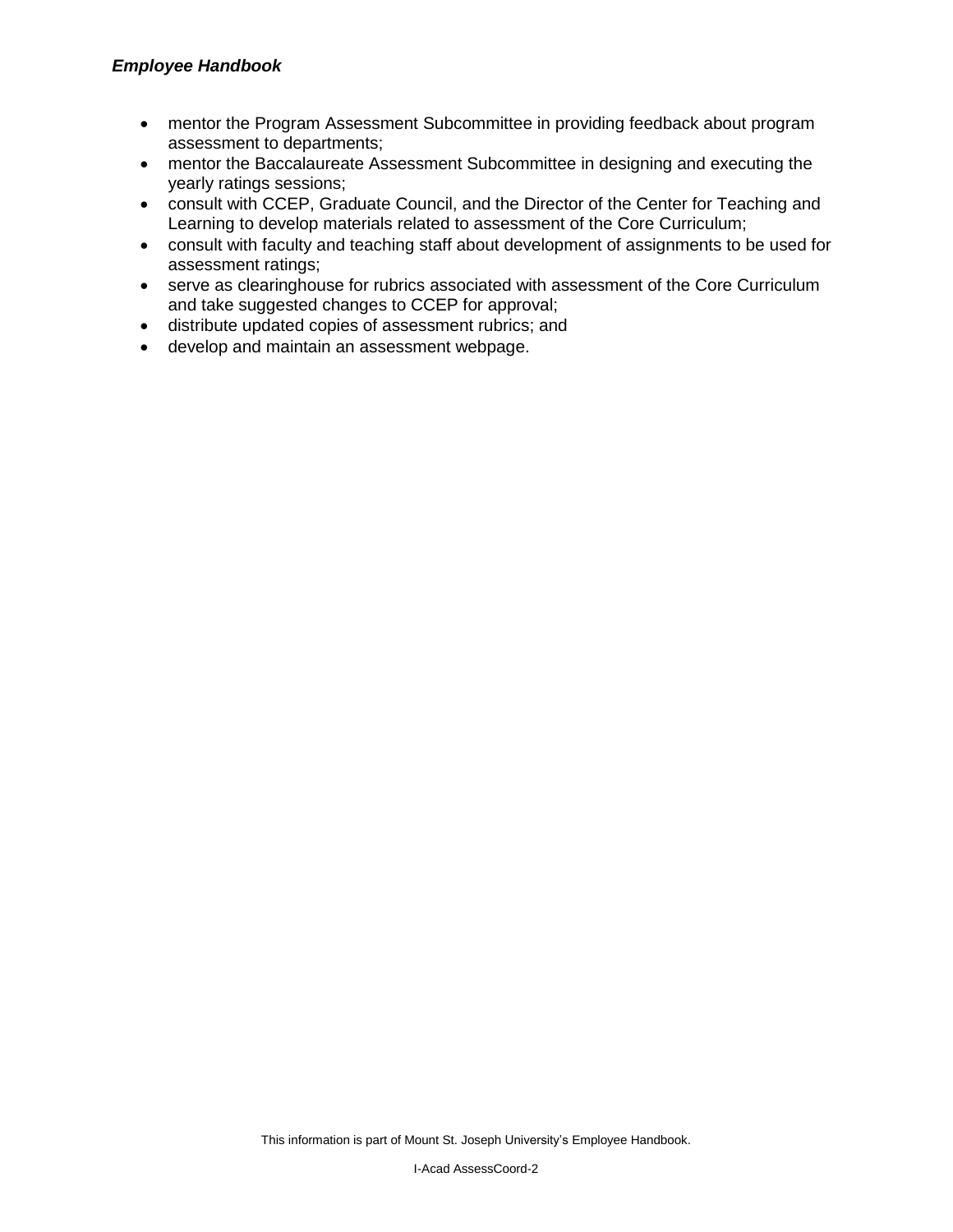- mentor the Program Assessment Subcommittee in providing feedback about program assessment to departments;
- mentor the Baccalaureate Assessment Subcommittee in designing and executing the yearly ratings sessions;
- consult with CCEP, Graduate Council, and the Director of the Center for Teaching and Learning to develop materials related to assessment of the Core Curriculum;
- consult with faculty and teaching staff about development of assignments to be used for assessment ratings;
- serve as clearinghouse for rubrics associated with assessment of the Core Curriculum and take suggested changes to CCEP for approval;
- distribute updated copies of assessment rubrics; and
- develop and maintain an assessment webpage.